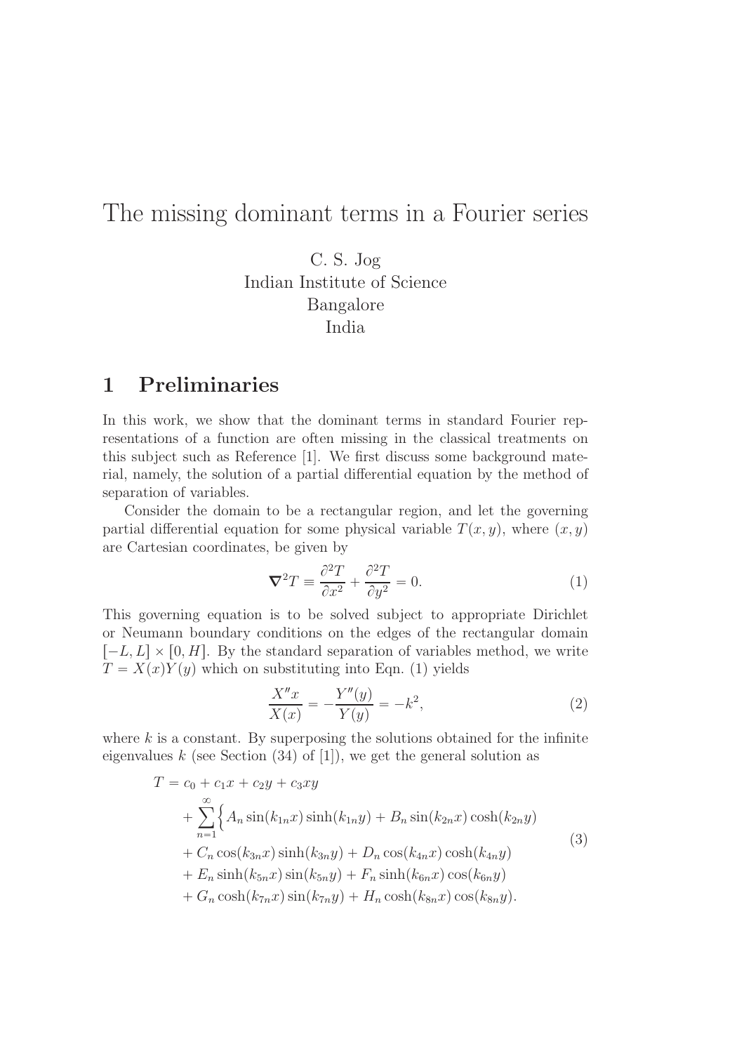# The missing dominant terms in a Fourier series

C. S. Jog
Indian Institute of Science
Bangalore
India

## 1 Preliminaries

In this work, we show that the dominant terms in standard Fourier representations of a function are often missing in the classical treatments on this subject such as Reference [1]. We first discuss some background material, namely, the solution of a partial differential equation by the method of separation of variables.

Consider the domain to be a rectangular region, and let the governing partial differential equation for some physical variable $T(x, y)$, where $(x, y)$ are Cartesian coordinates, be given by

$$\boldsymbol{\nabla}^2 T \equiv \frac{\partial^2 T}{\partial x^2} + \frac{\partial^2 T}{\partial y^2} = 0. \tag{1}$$

This governing equation is to be solved subject to appropriate Dirichlet or Neumann boundary conditions on the edges of the rectangular domain $[-L, L] \times [0, H]$. By the standard separation of variables method, we write $T = X(x)Y(y)$ which on substituting into Eqn. (1) yields

$$\frac{X''x}{X(x)} = -\frac{Y''(y)}{Y(y)} = -k^2, \tag{2}$$

where $k$ is a constant. By superposing the solutions obtained for the infinite eigenvalues $k$ (see Section (34) of [1]), we get the general solution as

$$\begin{aligned}
T &= c_0 + c_1 x + c_2 y + c_3 xy \\
&\quad + \sum_{n=1}^{\infty} \Big\{ A_n \sin(k_{1n}x)\sinh(k_{1n}y) + B_n \sin(k_{2n}x)\cosh(k_{2n}y) \\
&\quad + C_n \cos(k_{3n}x)\sinh(k_{3n}y) + D_n \cos(k_{4n}x)\cosh(k_{4n}y) \\
&\quad + E_n \sinh(k_{5n}x)\sin(k_{5n}y) + F_n \sinh(k_{6n}x)\cos(k_{6n}y) \\
&\quad + G_n \cosh(k_{7n}x)\sin(k_{7n}y) + H_n \cosh(k_{8n}x)\cos(k_{8n}y).
\end{aligned} \tag{3}$$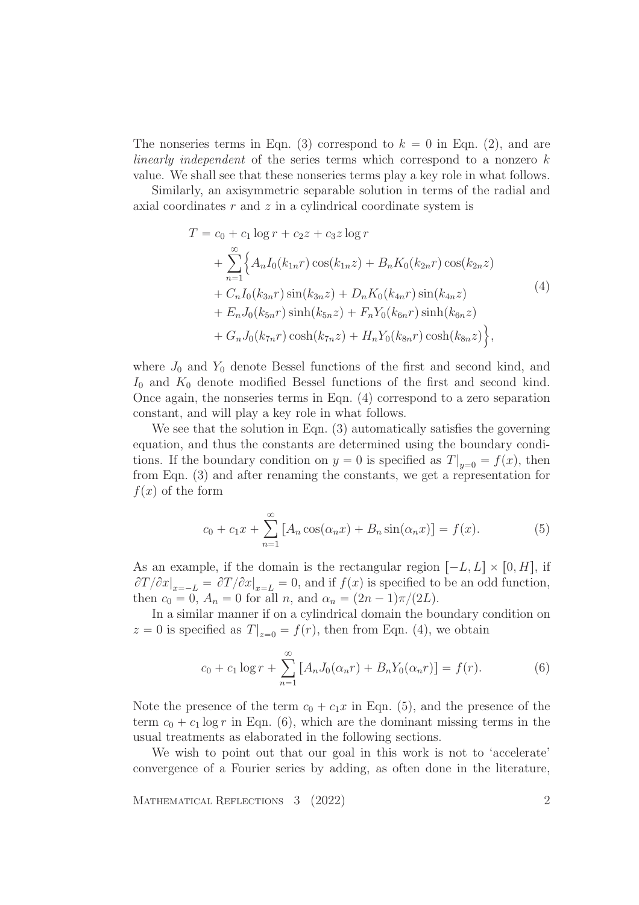The nonseries terms in Eqn. (3) correspond to $k = 0$ in Eqn. (2), and are *linearly independent* of the series terms which correspond to a nonzero $k$ value. We shall see that these nonseries terms play a key role in what follows.

Similarly, an axisymmetric separable solution in terms of the radial and axial coordinates $r$ and $z$ in a cylindrical coordinate system is

$$
\begin{aligned}
T &= c_0 + c_1 \log r + c_2 z + c_3 z \log r \\
&\quad + \sum_{n=1}^{\infty} \Big\{ A_n I_0(k_{1n} r) \cos(k_{1n} z) + B_n K_0(k_{2n} r) \cos(k_{2n} z) \\
&\quad + C_n I_0(k_{3n} r) \sin(k_{3n} z) + D_n K_0(k_{4n} r) \sin(k_{4n} z) \\
&\quad + E_n J_0(k_{5n} r) \sinh(k_{5n} z) + F_n Y_0(k_{6n} r) \sinh(k_{6n} z) \\
&\quad + G_n J_0(k_{7n} r) \cosh(k_{7n} z) + H_n Y_0(k_{8n} r) \cosh(k_{8n} z) \Big\},
\end{aligned}
\tag{4}
$$

where $J_0$ and $Y_0$ denote Bessel functions of the first and second kind, and $I_0$ and $K_0$ denote modified Bessel functions of the first and second kind. Once again, the nonseries terms in Eqn. (4) correspond to a zero separation constant, and will play a key role in what follows.

We see that the solution in Eqn. (3) automatically satisfies the governing equation, and thus the constants are determined using the boundary conditions. If the boundary condition on $y = 0$ is specified as $T|_{y=0} = f(x)$, then from Eqn. (3) and after renaming the constants, we get a representation for $f(x)$ of the form

$$
c_0 + c_1 x + \sum_{n=1}^{\infty} \left[ A_n \cos(\alpha_n x) + B_n \sin(\alpha_n x) \right] = f(x). \tag{5}
$$

As an example, if the domain is the rectangular region $[-L, L] \times [0, H]$, if $\partial T/\partial x|_{x=-L} = \partial T/\partial x|_{x=L} = 0$, and if $f(x)$ is specified to be an odd function, then $c_0 = 0$, $A_n = 0$ for all $n$, and $\alpha_n = (2n-1)\pi/(2L)$.

In a similar manner if on a cylindrical domain the boundary condition on $z = 0$ is specified as $T|_{z=0} = f(r)$, then from Eqn. (4), we obtain

$$
c_0 + c_1 \log r + \sum_{n=1}^{\infty} \left[ A_n J_0(\alpha_n r) + B_n Y_0(\alpha_n r) \right] = f(r). \tag{6}
$$

Note the presence of the term $c_0 + c_1 x$ in Eqn. (5), and the presence of the term $c_0 + c_1 \log r$ in Eqn. (6), which are the dominant missing terms in the usual treatments as elaborated in the following sections.

We wish to point out that our goal in this work is not to 'accelerate' convergence of a Fourier series by adding, as often done in the literature,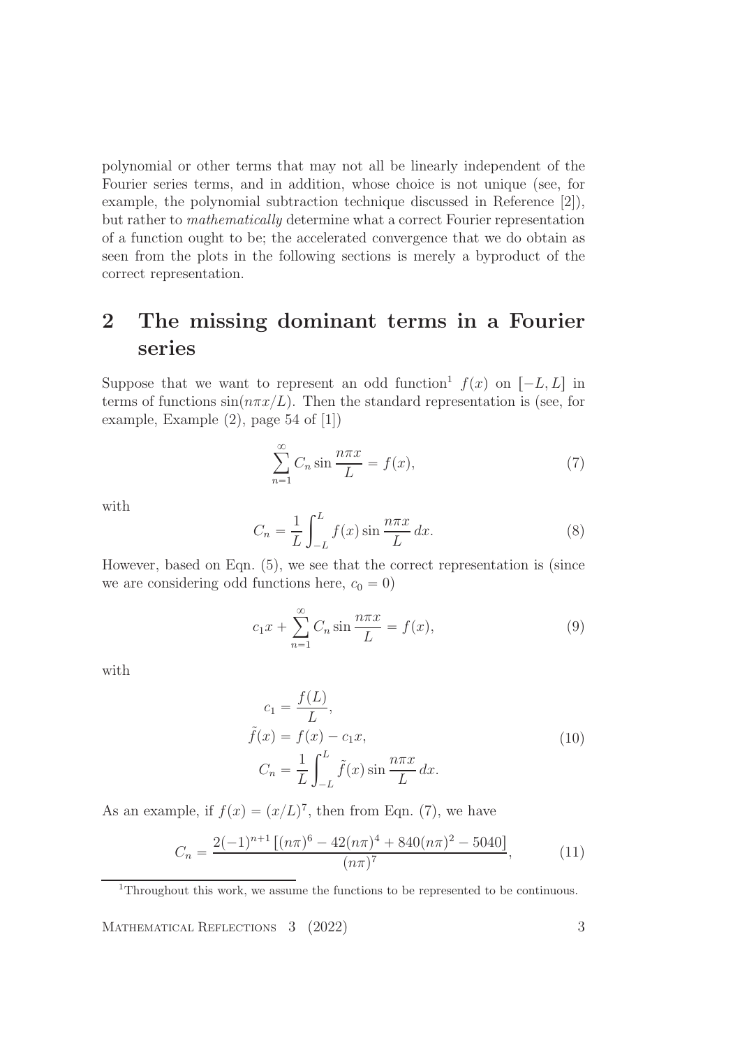polynomial or other terms that may not all be linearly independent of the Fourier series terms, and in addition, whose choice is not unique (see, for example, the polynomial subtraction technique discussed in Reference [2]), but rather to *mathematically* determine what a correct Fourier representation of a function ought to be; the accelerated convergence that we do obtain as seen from the plots in the following sections is merely a byproduct of the correct representation.

## 2 The missing dominant terms in a Fourier series

Suppose that we want to represent an odd function[1] $f(x)$ on $[-L, L]$ in terms of functions $\sin(n\pi x/L)$. Then the standard representation is (see, for example, Example (2), page 54 of [1])

$$\sum_{n=1}^{\infty} C_n \sin\frac{n\pi x}{L} = f(x), \tag{7}$$

with

$$C_n = \frac{1}{L}\int_{-L}^{L} f(x)\sin\frac{n\pi x}{L}\,dx. \tag{8}$$

However, based on Eqn. (5), we see that the correct representation is (since we are considering odd functions here, $c_0 = 0$)

$$c_1 x + \sum_{n=1}^{\infty} C_n \sin\frac{n\pi x}{L} = f(x), \tag{9}$$

with

$$\begin{aligned} c_1 &= \frac{f(L)}{L}, \\ \tilde{f}(x) &= f(x) - c_1 x, \\ C_n &= \frac{1}{L}\int_{-L}^{L} \tilde{f}(x)\sin\frac{n\pi x}{L}\,dx. \end{aligned} \tag{10}$$

As an example, if $f(x) = (x/L)^7$, then from Eqn. (7), we have

$$C_n = \frac{2(-1)^{n+1}\left[(n\pi)^6 - 42(n\pi)^4 + 840(n\pi)^2 - 5040\right]}{(n\pi)^7}, \tag{11}$$

[1] Throughout this work, we assume the functions to be represented to be continuous.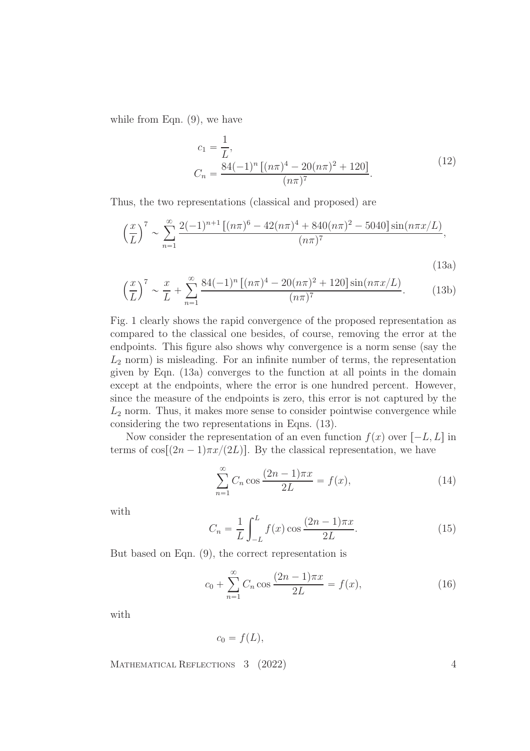while from Eqn. (9), we have

$$
\begin{aligned}
c_1 &= \frac{1}{L}, \\
C_n &= \frac{84(-1)^n\left[(n\pi)^4 - 20(n\pi)^2 + 120\right]}{(n\pi)^7}.
\end{aligned}
\tag{12}
$$

Thus, the two representations (classical and proposed) are

$$
\left(\frac{x}{L}\right)^7 \sim \sum_{n=1}^{\infty} \frac{2(-1)^{n+1}\left[(n\pi)^6 - 42(n\pi)^4 + 840(n\pi)^2 - 5040\right]\sin(n\pi x/L)}{(n\pi)^7},
\tag{13a}
$$

$$
\left(\frac{x}{L}\right)^7 \sim \frac{x}{L} + \sum_{n=1}^{\infty} \frac{84(-1)^n\left[(n\pi)^4 - 20(n\pi)^2 + 120\right]\sin(n\pi x/L)}{(n\pi)^7}.
\tag{13b}
$$

Fig. 1 clearly shows the rapid convergence of the proposed representation as compared to the classical one besides, of course, removing the error at the endpoints. This figure also shows why convergence is a norm sense (say the $L_2$ norm) is misleading. For an infinite number of terms, the representation given by Eqn. (13a) converges to the function at all points in the domain except at the endpoints, where the error is one hundred percent. However, since the measure of the endpoints is zero, this error is not captured by the $L_2$ norm. Thus, it makes more sense to consider pointwise convergence while considering the two representations in Eqns. (13).

Now consider the representation of an even function $f(x)$ over $[-L, L]$ in terms of $\cos[(2n-1)\pi x/(2L)]$. By the classical representation, we have

$$
\sum_{n=1}^{\infty} C_n \cos\frac{(2n-1)\pi x}{2L} = f(x),
\tag{14}
$$

with

$$
C_n = \frac{1}{L}\int_{-L}^{L} f(x)\cos\frac{(2n-1)\pi x}{2L}.
\tag{15}
$$

But based on Eqn. (9), the correct representation is

$$
c_0 + \sum_{n=1}^{\infty} C_n \cos\frac{(2n-1)\pi x}{2L} = f(x),
\tag{16}
$$

with

$$
c_0 = f(L),
$$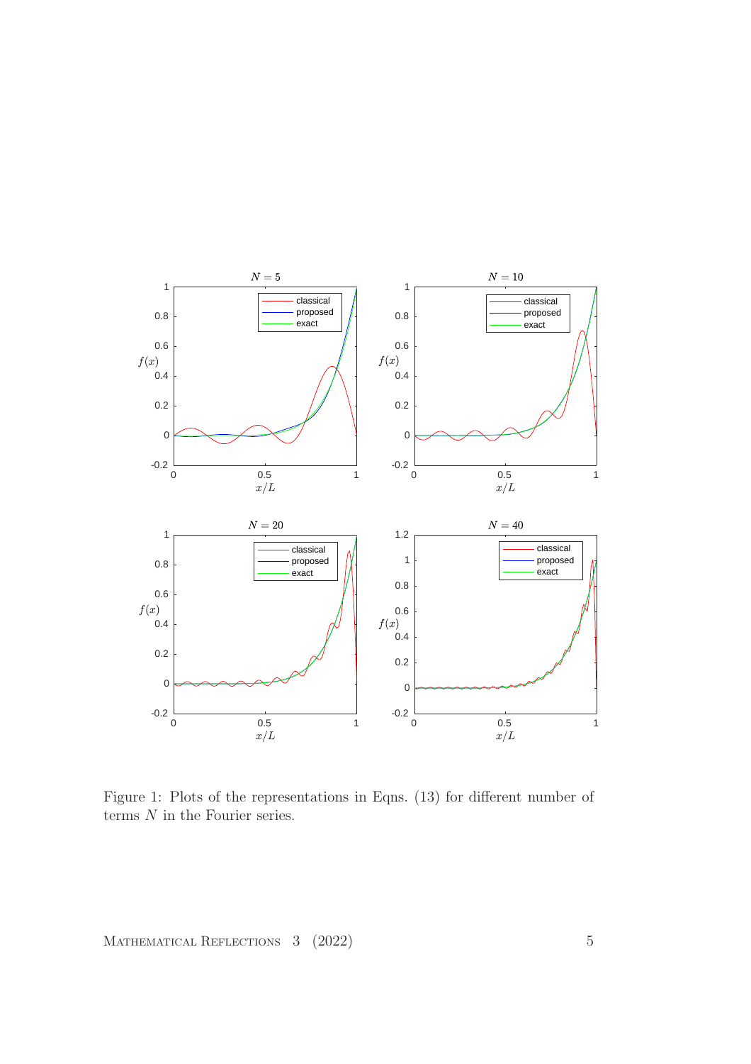Figure 1: Plots of the representations in Eqns. (13) for different number of terms $N$ in the Fourier series.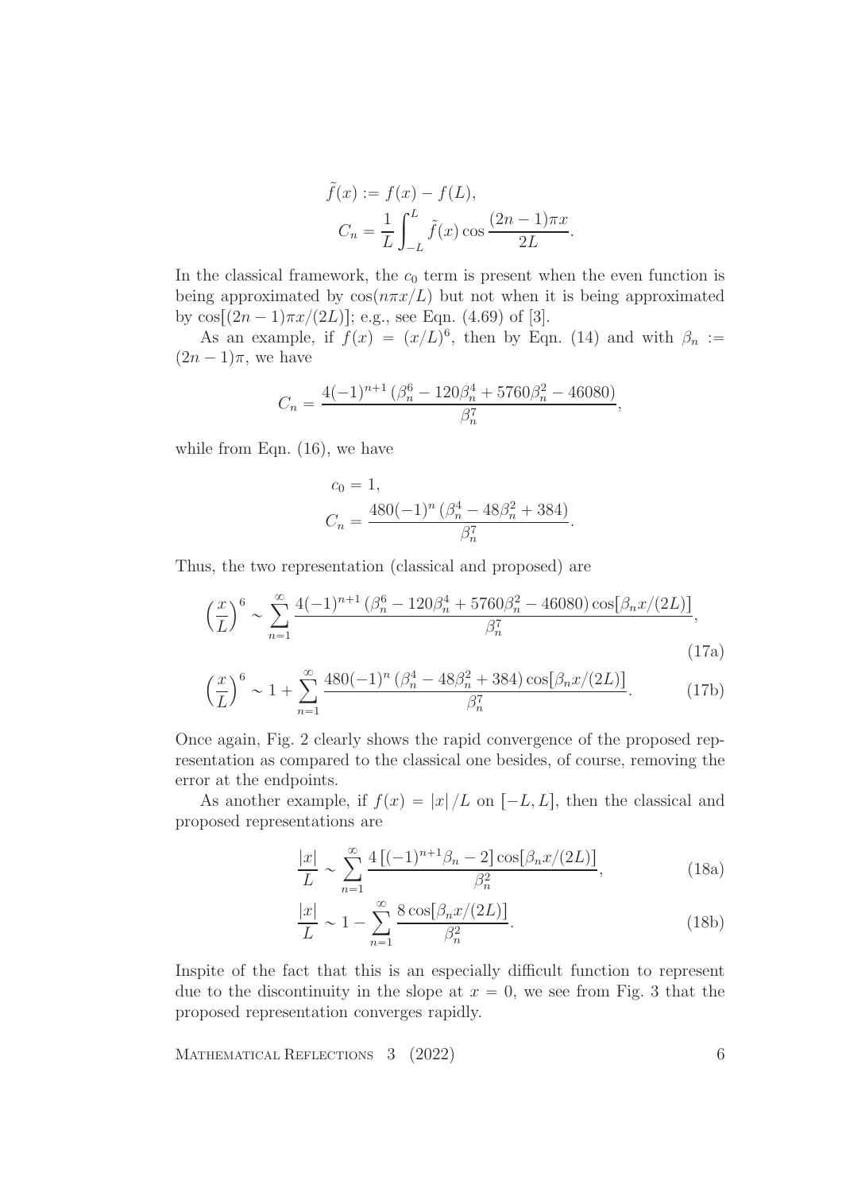$$
\begin{aligned}
\tilde{f}(x) &:= f(x) - f(L), \\
C_n &= \frac{1}{L}\int_{-L}^{L} \tilde{f}(x) \cos \frac{(2n-1)\pi x}{2L}.
\end{aligned}
$$

In the classical framework, the $c_0$ term is present when the even function is being approximated by $\cos(n\pi x/L)$ but not when it is being approximated by $\cos[(2n-1)\pi x/(2L)]$; e.g., see Eqn. (4.69) of [3].

As an example, if $f(x) = (x/L)^6$, then by Eqn. (14) and with $\beta_n := (2n-1)\pi$, we have

$$
C_n = \frac{4(-1)^{n+1}\left(\beta_n^6 - 120\beta_n^4 + 5760\beta_n^2 - 46080\right)}{\beta_n^7},
$$

while from Eqn. (16), we have

$$
\begin{aligned}
c_0 &= 1, \\
C_n &= \frac{480(-1)^n\left(\beta_n^4 - 48\beta_n^2 + 384\right)}{\beta_n^7}.
\end{aligned}
$$

Thus, the two representation (classical and proposed) are

$$
\left(\frac{x}{L}\right)^6 \sim \sum_{n=1}^{\infty} \frac{4(-1)^{n+1}\left(\beta_n^6 - 120\beta_n^4 + 5760\beta_n^2 - 46080\right)\cos[\beta_n x/(2L)]}{\beta_n^7}, \tag{17a}
$$

$$
\left(\frac{x}{L}\right)^6 \sim 1 + \sum_{n=1}^{\infty} \frac{480(-1)^n\left(\beta_n^4 - 48\beta_n^2 + 384\right)\cos[\beta_n x/(2L)]}{\beta_n^7}. \tag{17b}
$$

Once again, Fig. 2 clearly shows the rapid convergence of the proposed representation as compared to the classical one besides, of course, removing the error at the endpoints.

As another example, if $f(x) = |x|/L$ on $[-L, L]$, then the classical and proposed representations are

$$
\frac{|x|}{L} \sim \sum_{n=1}^{\infty} \frac{4\left[(-1)^{n+1}\beta_n - 2\right]\cos[\beta_n x/(2L)]}{\beta_n^2}, \tag{18a}
$$

$$
\frac{|x|}{L} \sim 1 - \sum_{n=1}^{\infty} \frac{8\cos[\beta_n x/(2L)]}{\beta_n^2}. \tag{18b}
$$

Inspite of the fact that this is an especially difficult function to represent due to the discontinuity in the slope at $x = 0$, we see from Fig. 3 that the proposed representation converges rapidly.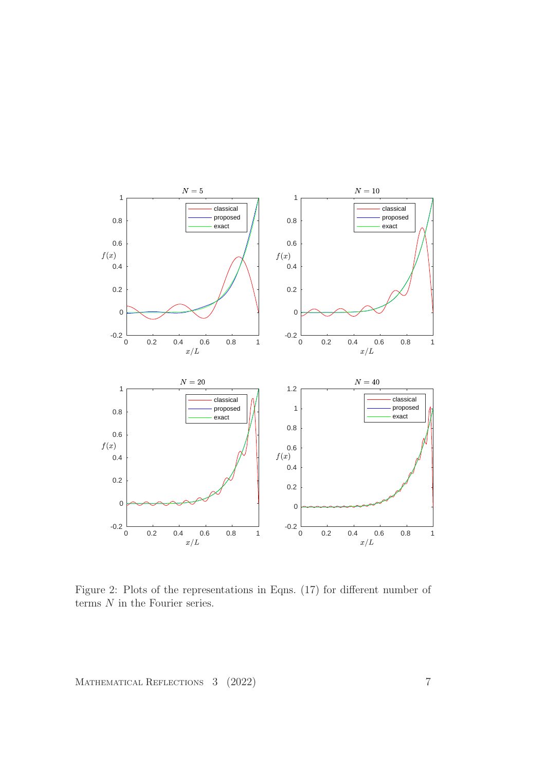Figure 2: Plots of the representations in Eqns. (17) for different number of terms $N$ in the Fourier series.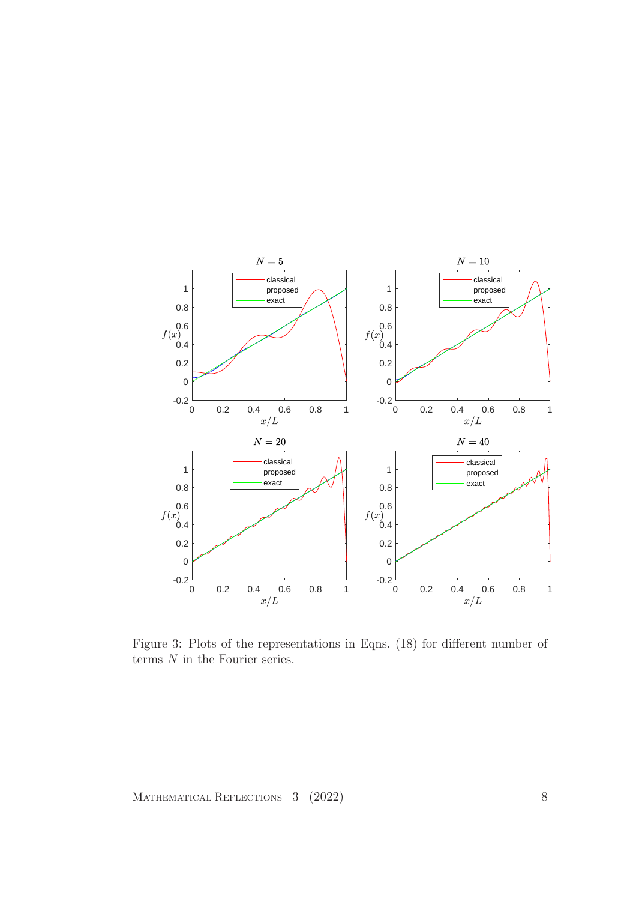Figure 3: Plots of the representations in Eqns. (18) for different number of terms $N$ in the Fourier series.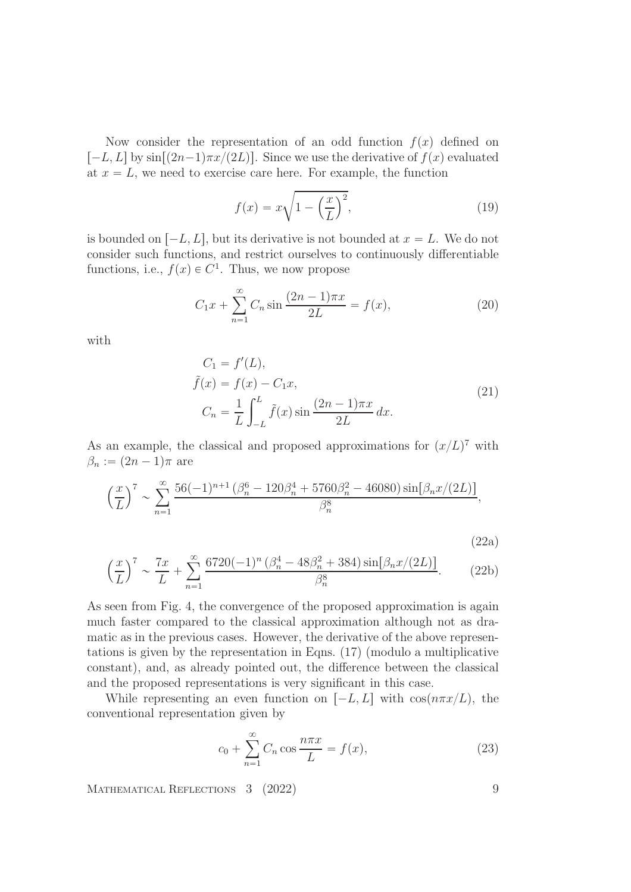Now consider the representation of an odd function $f(x)$ defined on $[-L, L]$ by $\sin[(2n-1)\pi x/(2L)]$. Since we use the derivative of $f(x)$ evaluated at $x = L$, we need to exercise care here. For example, the function

$$f(x) = x\sqrt{1 - \left(\frac{x}{L}\right)^2}, \tag{19}$$

is bounded on $[-L, L]$, but its derivative is not bounded at $x = L$. We do not consider such functions, and restrict ourselves to continuously differentiable functions, i.e., $f(x) \in C^1$. Thus, we now propose

$$C_1 x + \sum_{n=1}^{\infty} C_n \sin \frac{(2n-1)\pi x}{2L} = f(x), \tag{20}$$

with

$$\begin{aligned} C_1 &= f'(L), \\ \tilde{f}(x) &= f(x) - C_1 x, \\ C_n &= \frac{1}{L} \int_{-L}^{L} \tilde{f}(x) \sin \frac{(2n-1)\pi x}{2L}\, dx. \end{aligned} \tag{21}$$

As an example, the classical and proposed approximations for $(x/L)^7$ with $\beta_n := (2n-1)\pi$ are

$$\left(\frac{x}{L}\right)^7 \sim \sum_{n=1}^{\infty} \frac{56(-1)^{n+1}\left(\beta_n^6 - 120\beta_n^4 + 5760\beta_n^2 - 46080\right)\sin[\beta_n x/(2L)]}{\beta_n^8}, \tag{22a}$$

$$\left(\frac{x}{L}\right)^7 \sim \frac{7x}{L} + \sum_{n=1}^{\infty} \frac{6720(-1)^n\left(\beta_n^4 - 48\beta_n^2 + 384\right)\sin[\beta_n x/(2L)]}{\beta_n^8}. \tag{22b}$$

As seen from Fig. 4, the convergence of the proposed approximation is again much faster compared to the classical approximation although not as dramatic as in the previous cases. However, the derivative of the above representations is given by the representation in Eqns. (17) (modulo a multiplicative constant), and, as already pointed out, the difference between the classical and the proposed representations is very significant in this case.

While representing an even function on $[-L, L]$ with $\cos(n\pi x/L)$, the conventional representation given by

$$c_0 + \sum_{n=1}^{\infty} C_n \cos \frac{n\pi x}{L} = f(x), \tag{23}$$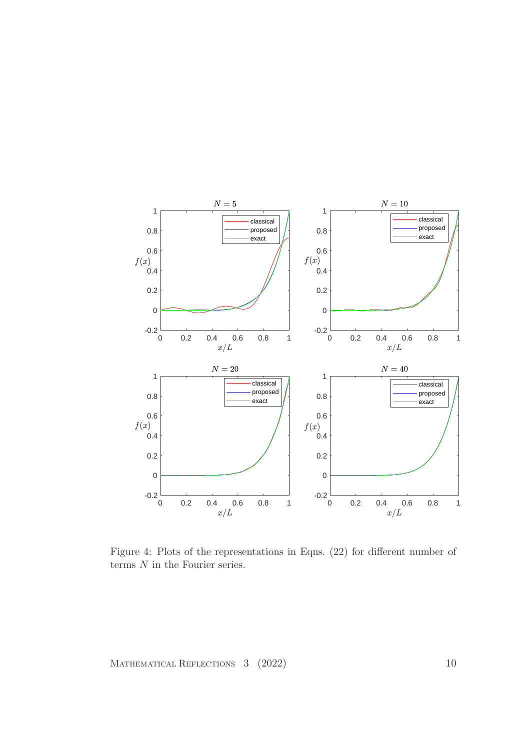Figure 4: Plots of the representations in Eqns. (22) for different number of terms $N$ in the Fourier series.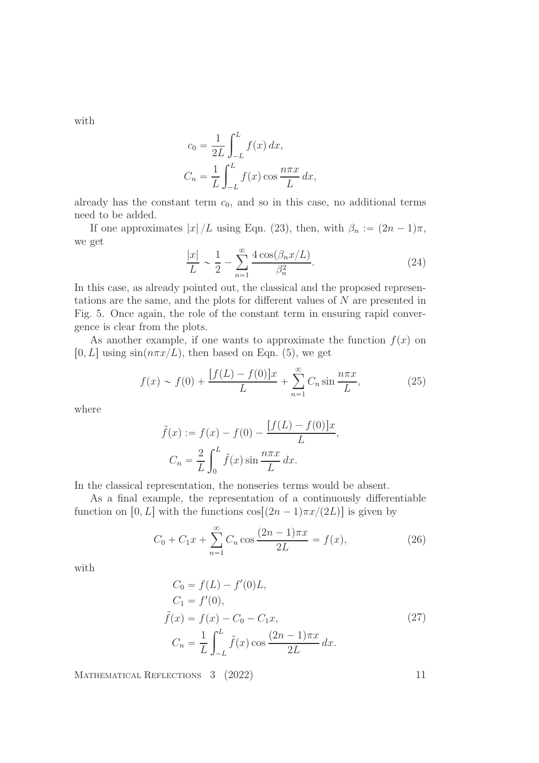with

$$
\begin{aligned}
c_0 &= \frac{1}{2L}\int_{-L}^{L} f(x)\,dx,\\
C_n &= \frac{1}{L}\int_{-L}^{L} f(x)\cos\frac{n\pi x}{L}\,dx,
\end{aligned}
$$

already has the constant term $c_0$, and so in this case, no additional terms need to be added.

If one approximates $|x|/L$ using Eqn. (23), then, with $\beta_n := (2n-1)\pi$, we get

$$
\frac{|x|}{L} \sim \frac{1}{2} - \sum_{n=1}^{\infty} \frac{4\cos(\beta_n x/L)}{\beta_n^2}. \tag{24}
$$

In this case, as already pointed out, the classical and the proposed representations are the same, and the plots for different values of $N$ are presented in Fig. 5. Once again, the role of the constant term in ensuring rapid convergence is clear from the plots.

As another example, if one wants to approximate the function $f(x)$ on $[0, L]$ using $\sin(n\pi x/L)$, then based on Eqn. (5), we get

$$
f(x) \sim f(0) + \frac{[f(L)-f(0)]x}{L} + \sum_{n=1}^{\infty} C_n \sin\frac{n\pi x}{L}, \tag{25}
$$

where

$$
\begin{aligned}
\tilde{f}(x) &:= f(x) - f(0) - \frac{[f(L)-f(0)]x}{L},\\
C_n &= \frac{2}{L}\int_{0}^{L} \tilde{f}(x)\sin\frac{n\pi x}{L}\,dx.
\end{aligned}
$$

In the classical representation, the nonseries terms would be absent.

As a final example, the representation of a continuously differentiable function on $[0, L]$ with the functions $\cos[(2n-1)\pi x/(2L)]$ is given by

$$
C_0 + C_1 x + \sum_{n=1}^{\infty} C_n \cos\frac{(2n-1)\pi x}{2L} = f(x), \tag{26}
$$

with

$$
\begin{aligned}
C_0 &= f(L) - f'(0)L,\\
C_1 &= f'(0),\\
\tilde{f}(x) &= f(x) - C_0 - C_1 x,\\
C_n &= \frac{1}{L}\int_{-L}^{L} \tilde{f}(x)\cos\frac{(2n-1)\pi x}{2L}\,dx.
\end{aligned} \tag{27}
$$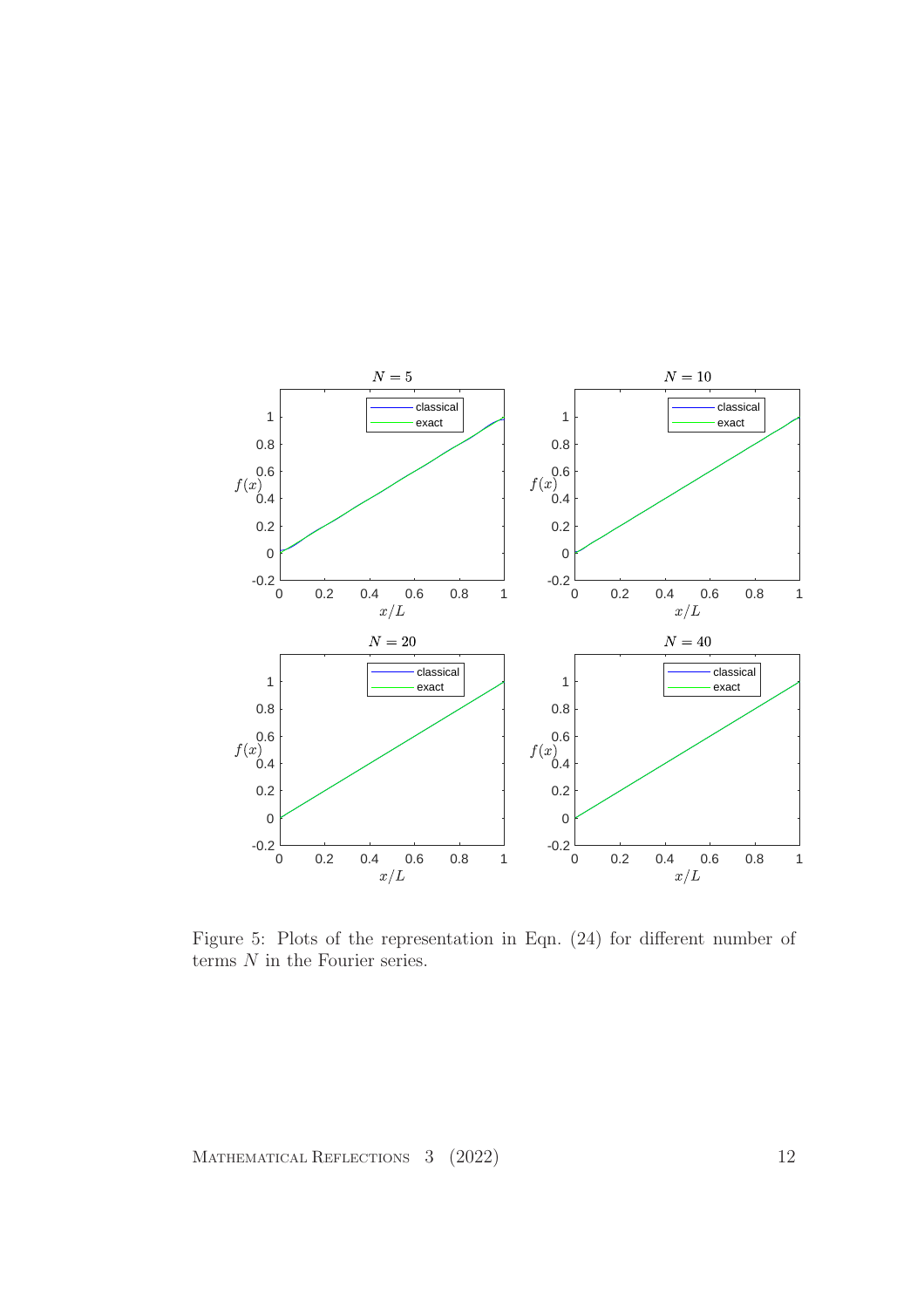Figure 5: Plots of the representation in Eqn. (24) for different number of terms $N$ in the Fourier series.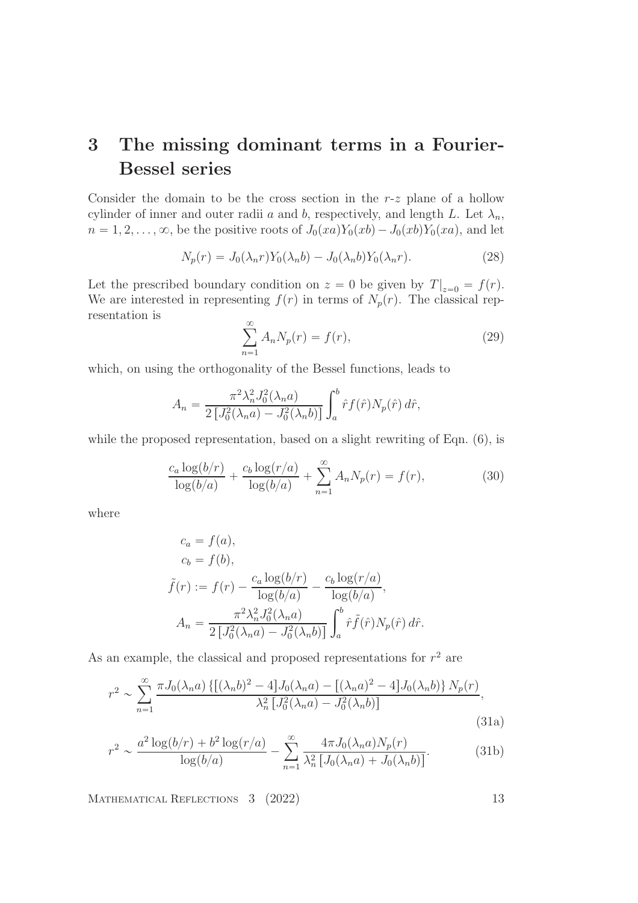# 3 The missing dominant terms in a Fourier-Bessel series

Consider the domain to be the cross section in the $r$-$z$ plane of a hollow cylinder of inner and outer radii $a$ and $b$, respectively, and length $L$. Let $\lambda_n$, $n = 1, 2, \ldots, \infty$, be the positive roots of $J_0(xa)Y_0(xb) - J_0(xb)Y_0(xa)$, and let

$$N_p(r) = J_0(\lambda_n r)Y_0(\lambda_n b) - J_0(\lambda_n b)Y_0(\lambda_n r). \tag{28}$$

Let the prescribed boundary condition on $z = 0$ be given by $T\big|_{z=0} = f(r)$. We are interested in representing $f(r)$ in terms of $N_p(r)$. The classical representation is

$$\sum_{n=1}^{\infty} A_n N_p(r) = f(r), \tag{29}$$

which, on using the orthogonality of the Bessel functions, leads to

$$A_n = \frac{\pi^2 \lambda_n^2 J_0^2(\lambda_n a)}{2\left[J_0^2(\lambda_n a) - J_0^2(\lambda_n b)\right]} \int_a^b \hat{r} f(\hat{r}) N_p(\hat{r})\, d\hat{r},$$

while the proposed representation, based on a slight rewriting of Eqn. (6), is

$$\frac{c_a \log(b/r)}{\log(b/a)} + \frac{c_b \log(r/a)}{\log(b/a)} + \sum_{n=1}^{\infty} A_n N_p(r) = f(r), \tag{30}$$

where

$$\begin{aligned}
c_a &= f(a), \\
c_b &= f(b), \\
\tilde{f}(r) &:= f(r) - \frac{c_a \log(b/r)}{\log(b/a)} - \frac{c_b \log(r/a)}{\log(b/a)}, \\
A_n &= \frac{\pi^2 \lambda_n^2 J_0^2(\lambda_n a)}{2\left[J_0^2(\lambda_n a) - J_0^2(\lambda_n b)\right]} \int_a^b \hat{r} \tilde{f}(\hat{r}) N_p(\hat{r})\, d\hat{r}.
\end{aligned}$$

As an example, the classical and proposed representations for $r^2$ are

$$r^2 \sim \sum_{n=1}^{\infty} \frac{\pi J_0(\lambda_n a)\left\{[(\lambda_n b)^2 - 4]J_0(\lambda_n a) - [(\lambda_n a)^2 - 4]J_0(\lambda_n b)\right\} N_p(r)}{\lambda_n^2\left[J_0^2(\lambda_n a) - J_0^2(\lambda_n b)\right]}, \tag{31a}$$

$$r^2 \sim \frac{a^2 \log(b/r) + b^2 \log(r/a)}{\log(b/a)} - \sum_{n=1}^{\infty} \frac{4\pi J_0(\lambda_n a) N_p(r)}{\lambda_n^2\left[J_0(\lambda_n a) + J_0(\lambda_n b)\right]}. \tag{31b}$$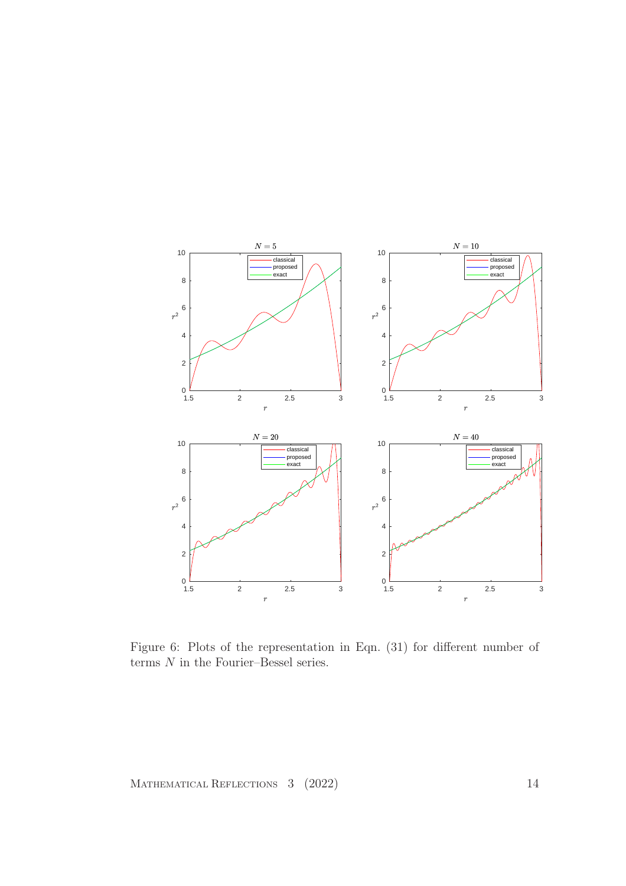Figure 6: Plots of the representation in Eqn. (31) for different number of terms $N$ in the Fourier–Bessel series.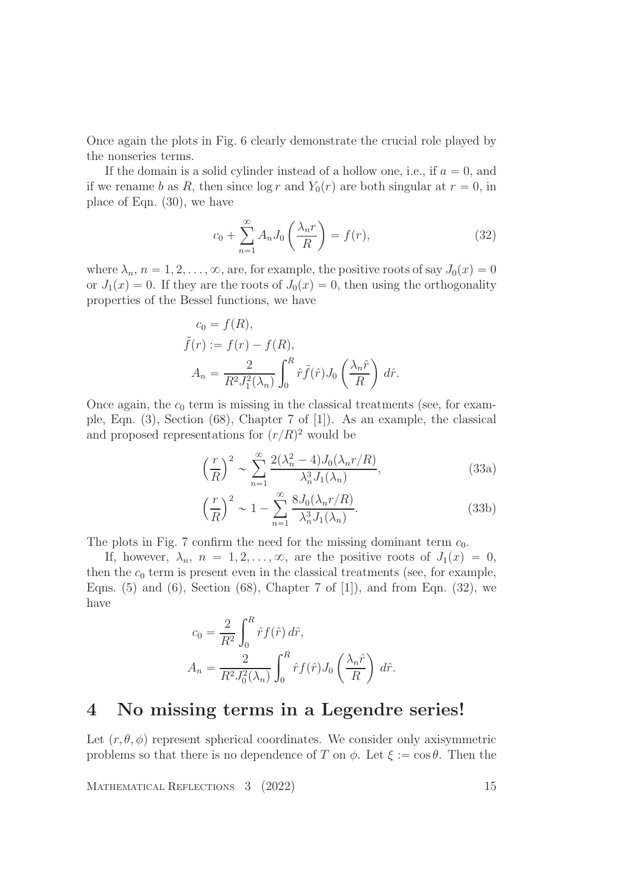Once again the plots in Fig. 6 clearly demonstrate the crucial role played by the nonseries terms.

If the domain is a solid cylinder instead of a hollow one, i.e., if $a = 0$, and if we rename $b$ as $R$, then since $\log r$ and $Y_0(r)$ are both singular at $r = 0$, in place of Eqn. (30), we have

$$c_0 + \sum_{n=1}^{\infty} A_n J_0\left(\frac{\lambda_n r}{R}\right) = f(r), \tag{32}$$

where $\lambda_n$, $n = 1, 2, \ldots, \infty$, are, for example, the positive roots of say $J_0(x) = 0$ or $J_1(x) = 0$. If they are the roots of $J_0(x) = 0$, then using the orthogonality properties of the Bessel functions, we have

$$\begin{aligned}
c_0 &= f(R), \\
\tilde{f}(r) &:= f(r) - f(R), \\
A_n &= \frac{2}{R^2 J_1^2(\lambda_n)} \int_0^R \hat{r} \tilde{f}(\hat{r}) J_0\left(\frac{\lambda_n \hat{r}}{R}\right) \, d\hat{r}.
\end{aligned}$$

Once again, the $c_0$ term is missing in the classical treatments (see, for example, Eqn. (3), Section (68), Chapter 7 of [1]). As an example, the classical and proposed representations for $(r/R)^2$ would be

$$\left(\frac{r}{R}\right)^2 \sim \sum_{n=1}^{\infty} \frac{2(\lambda_n^2 - 4) J_0(\lambda_n r/R)}{\lambda_n^3 J_1(\lambda_n)}, \tag{33a}$$

$$\left(\frac{r}{R}\right)^2 \sim 1 - \sum_{n=1}^{\infty} \frac{8 J_0(\lambda_n r/R)}{\lambda_n^3 J_1(\lambda_n)}. \tag{33b}$$

The plots in Fig. 7 confirm the need for the missing dominant term $c_0$.

If, however, $\lambda_n$, $n = 1, 2, \ldots, \infty$, are the positive roots of $J_1(x) = 0$, then the $c_0$ term is present even in the classical treatments (see, for example, Eqns. (5) and (6), Section (68), Chapter 7 of [1]), and from Eqn. (32), we have

$$\begin{aligned}
c_0 &= \frac{2}{R^2} \int_0^R \hat{r} f(\hat{r}) \, d\hat{r}, \\
A_n &= \frac{2}{R^2 J_0^2(\lambda_n)} \int_0^R \hat{r} f(\hat{r}) J_0\left(\frac{\lambda_n \hat{r}}{R}\right) \, d\hat{r}.
\end{aligned}$$

# 4 No missing terms in a Legendre series!

Let $(r, \theta, \phi)$ represent spherical coordinates. We consider only axisymmetric problems so that there is no dependence of $T$ on $\phi$. Let $\xi := \cos\theta$. Then the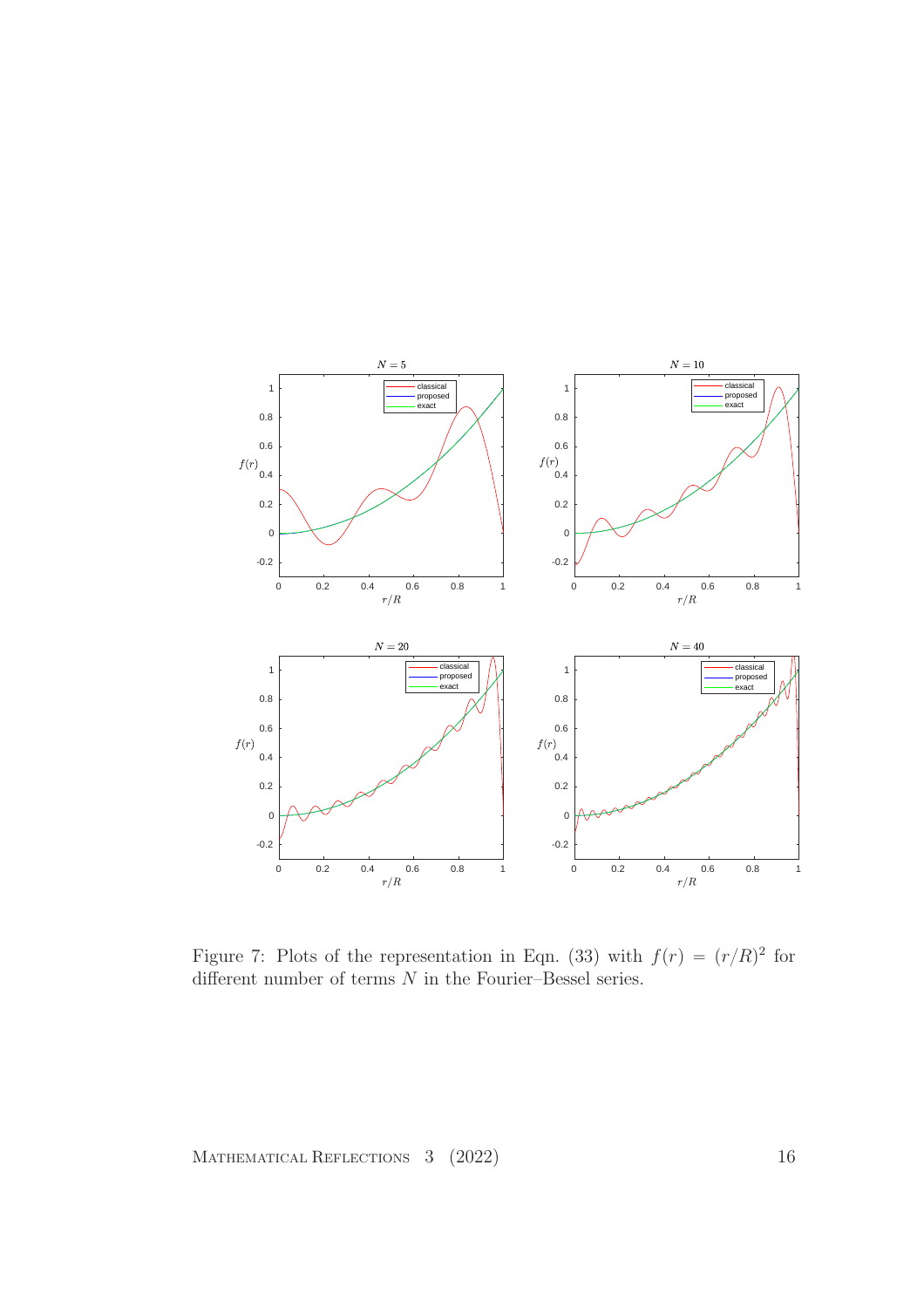Figure 7: Plots of the representation in Eqn. (33) with $f(r) = (r/R)^2$ for different number of terms $N$ in the Fourier–Bessel series.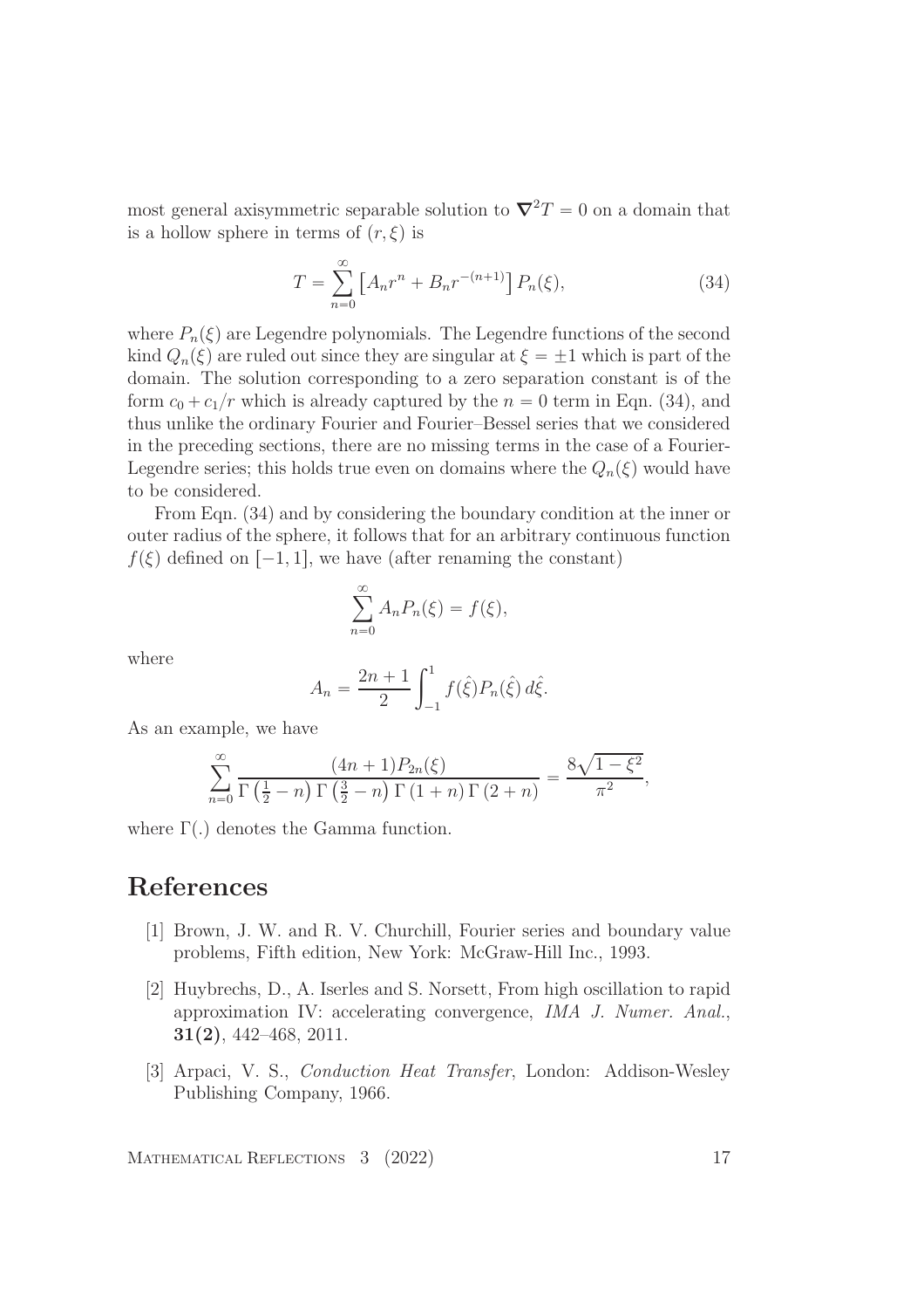most general axisymmetric separable solution to $\boldsymbol{\nabla}^2 T = 0$ on a domain that is a hollow sphere in terms of $(r, \xi)$ is

$$T = \sum_{n=0}^{\infty} \left[ A_n r^n + B_n r^{-(n+1)} \right] P_n(\xi), \tag{34}$$

where $P_n(\xi)$ are Legendre polynomials. The Legendre functions of the second kind $Q_n(\xi)$ are ruled out since they are singular at $\xi = \pm 1$ which is part of the domain. The solution corresponding to a zero separation constant is of the form $c_0 + c_1/r$ which is already captured by the $n = 0$ term in Eqn. (34), and thus unlike the ordinary Fourier and Fourier–Bessel series that we considered in the preceding sections, there are no missing terms in the case of a Fourier-Legendre series; this holds true even on domains where the $Q_n(\xi)$ would have to be considered.

From Eqn. (34) and by considering the boundary condition at the inner or outer radius of the sphere, it follows that for an arbitrary continuous function $f(\xi)$ defined on $[-1, 1]$, we have (after renaming the constant)

$$\sum_{n=0}^{\infty} A_n P_n(\xi) = f(\xi),$$

where

$$A_n = \frac{2n+1}{2} \int_{-1}^{1} f(\hat{\xi}) P_n(\hat{\xi})\, d\hat{\xi}.$$

As an example, we have

$$\sum_{n=0}^{\infty} \frac{(4n+1) P_{2n}(\xi)}{\Gamma\left(\frac{1}{2} - n\right) \Gamma\left(\frac{3}{2} - n\right) \Gamma\left(1 + n\right) \Gamma\left(2 + n\right)} = \frac{8\sqrt{1 - \xi^2}}{\pi^2},$$

where $\Gamma(.)$ denotes the Gamma function.

# References

[1] Brown, J. W. and R. V. Churchill, Fourier series and boundary value problems, Fifth edition, New York: McGraw-Hill Inc., 1993.

[2] Huybrechs, D., A. Iserles and S. Norsett, From high oscillation to rapid approximation IV: accelerating convergence, *IMA J. Numer. Anal.*, **31(2)**, 442–468, 2011.

[3] Arpaci, V. S., *Conduction Heat Transfer*, London: Addison-Wesley Publishing Company, 1966.